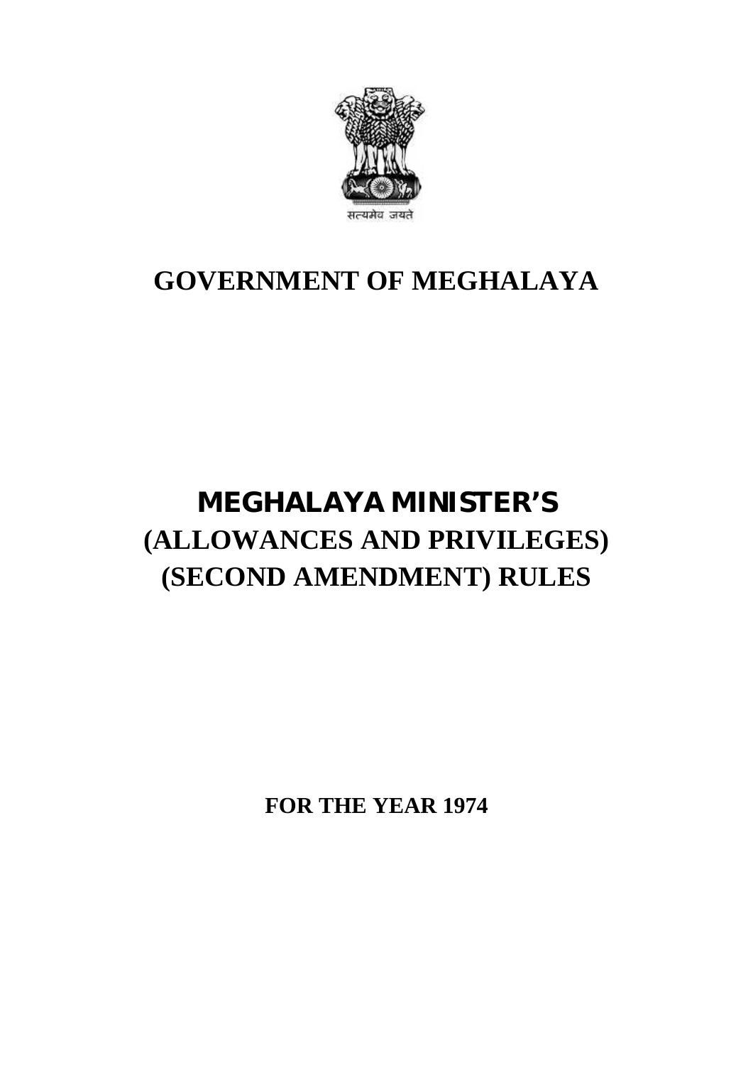सत्यमेव जयते

# GOVERNMENT OF MEGHALAYA

# MEGHALAYA MINISTER'S (ALLOWANCES AND PRIVILEGES) (SECOND AMENDMENT) RULES

**FOR THE YEAR 1974**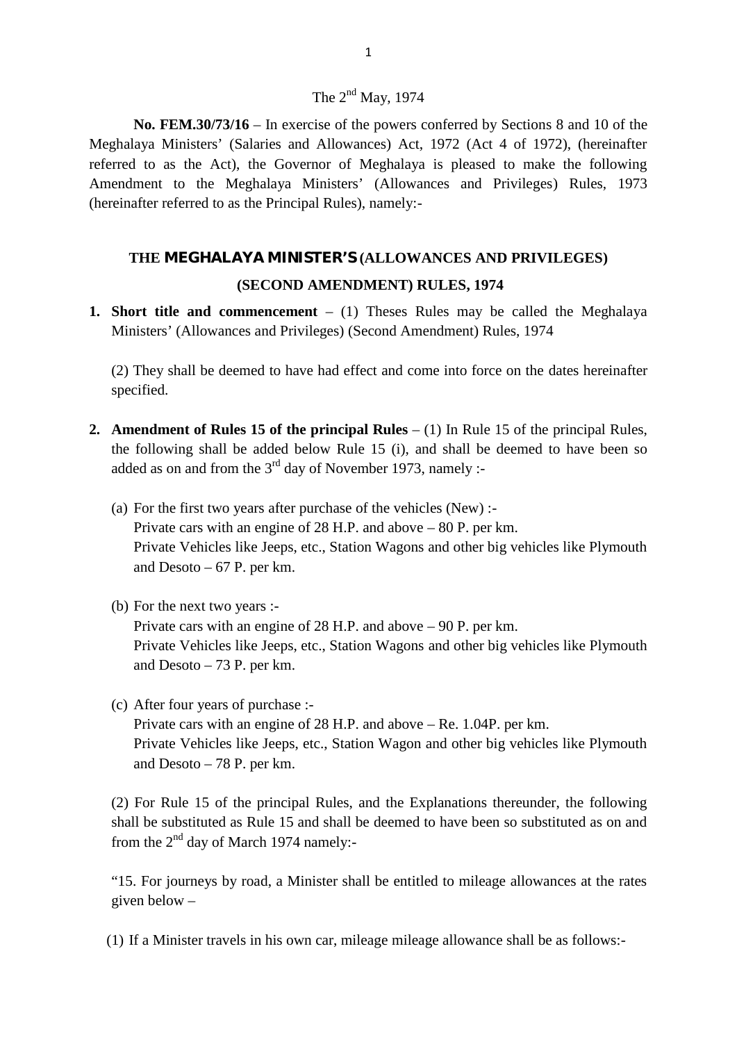The 2nd May, 1974

**No. FEM.30/73/16** – In exercise of the powers conferred by Sections 8 and 10 of the Meghalaya Ministers' (Salaries and Allowances) Act, 1972 (Act 4 of 1972), (hereinafter referred to as the Act), the Governor of Meghalaya is pleased to make the following Amendment to the Meghalaya Ministers' (Allowances and Privileges) Rules, 1973 (hereinafter referred to as the Principal Rules), namely:-

## THE MEGHALAYA MINISTER'S (ALLOWANCES AND PRIVILEGES) (SECOND AMENDMENT) RULES, 1974

1. **Short title and commencement** – (1) Theses Rules may be called the Meghalaya Ministers' (Allowances and Privileges) (Second Amendment) Rules, 1974

   (2) They shall be deemed to have had effect and come into force on the dates hereinafter specified.

2. **Amendment of Rules 15 of the principal Rules** – (1) In Rule 15 of the principal Rules, the following shall be added below Rule 15 (i), and shall be deemed to have been so added as on and from the 3rd day of November 1973, namely :-

   (a) For the first two years after purchase of the vehicles (New) :-
   Private cars with an engine of 28 H.P. and above – 80 P. per km.
   Private Vehicles like Jeeps, etc., Station Wagons and other big vehicles like Plymouth and Desoto – 67 P. per km.

   (b) For the next two years :-
   Private cars with an engine of 28 H.P. and above – 90 P. per km.
   Private Vehicles like Jeeps, etc., Station Wagons and other big vehicles like Plymouth and Desoto – 73 P. per km.

   (c) After four years of purchase :-
   Private cars with an engine of 28 H.P. and above – Re. 1.04P. per km.
   Private Vehicles like Jeeps, etc., Station Wagon and other big vehicles like Plymouth and Desoto – 78 P. per km.

   (2) For Rule 15 of the principal Rules, and the Explanations thereunder, the following shall be substituted as Rule 15 and shall be deemed to have been so substituted as on and from the 2nd day of March 1974 namely:-

   "15. For journeys by road, a Minister shall be entitled to mileage allowances at the rates given below –

   (1) If a Minister travels in his own car, mileage mileage allowance shall be as follows:-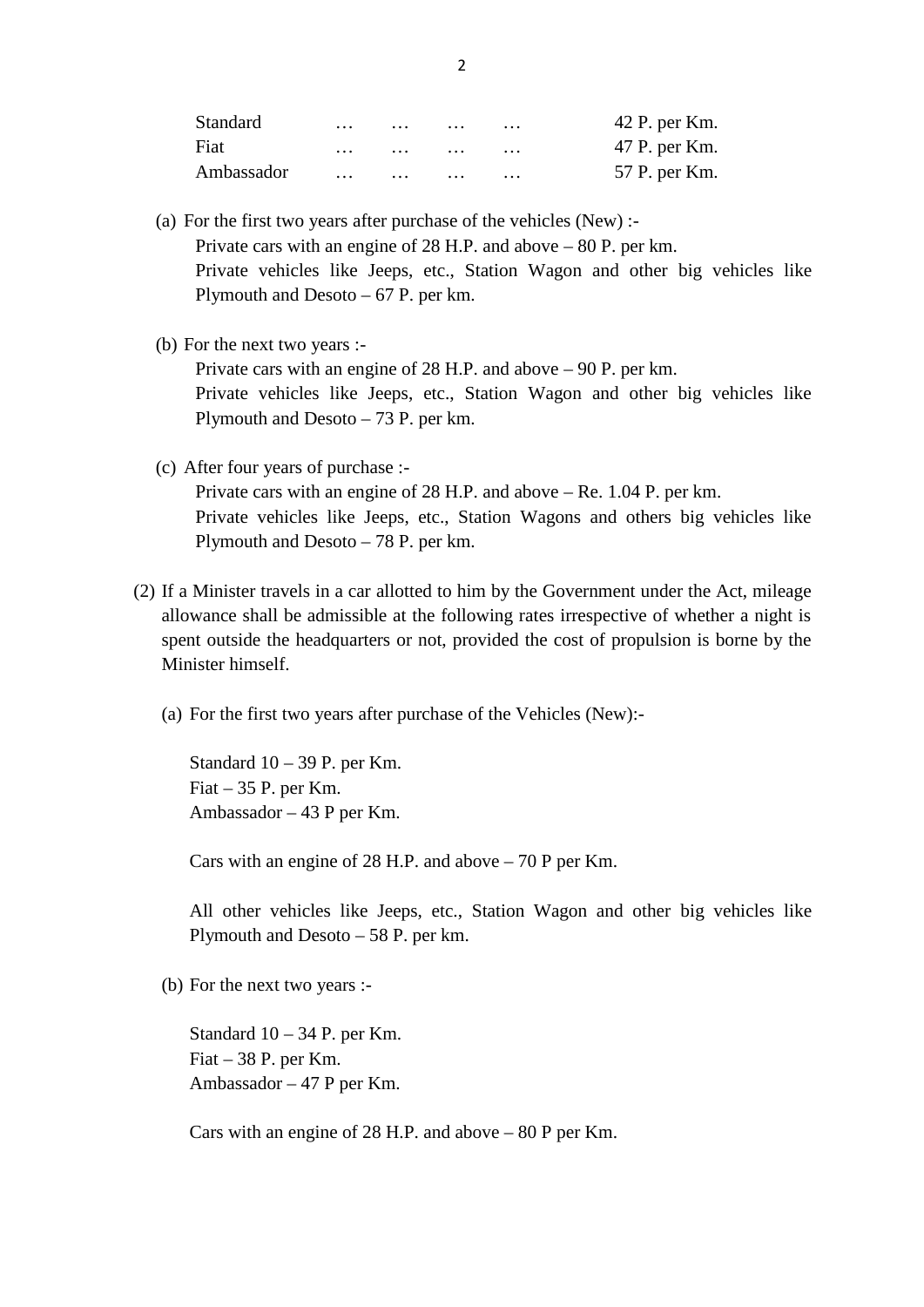| | | | | | |
|---|---|---|---|---|---|
| Standard | … | … | … | … | 42 P. per Km. |
| Fiat | … | … | … | … | 47 P. per Km. |
| Ambassador | … | … | … | … | 57 P. per Km. |

(a) For the first two years after purchase of the vehicles (New) :-

Private cars with an engine of 28 H.P. and above – 80 P. per km.

Private vehicles like Jeeps, etc., Station Wagon and other big vehicles like Plymouth and Desoto – 67 P. per km.

(b) For the next two years :-

Private cars with an engine of 28 H.P. and above – 90 P. per km.

Private vehicles like Jeeps, etc., Station Wagon and other big vehicles like Plymouth and Desoto – 73 P. per km.

(c) After four years of purchase :-

Private cars with an engine of 28 H.P. and above – Re. 1.04 P. per km.

Private vehicles like Jeeps, etc., Station Wagons and others big vehicles like Plymouth and Desoto – 78 P. per km.

(2) If a Minister travels in a car allotted to him by the Government under the Act, mileage allowance shall be admissible at the following rates irrespective of whether a night is spent outside the headquarters or not, provided the cost of propulsion is borne by the Minister himself.

(a) For the first two years after purchase of the Vehicles (New):-

Standard 10 – 39 P. per Km.
Fiat – 35 P. per Km.
Ambassador – 43 P per Km.

Cars with an engine of 28 H.P. and above – 70 P per Km.

All other vehicles like Jeeps, etc., Station Wagon and other big vehicles like Plymouth and Desoto – 58 P. per km.

(b) For the next two years :-

Standard 10 – 34 P. per Km.
Fiat – 38 P. per Km.
Ambassador – 47 P per Km.

Cars with an engine of 28 H.P. and above – 80 P per Km.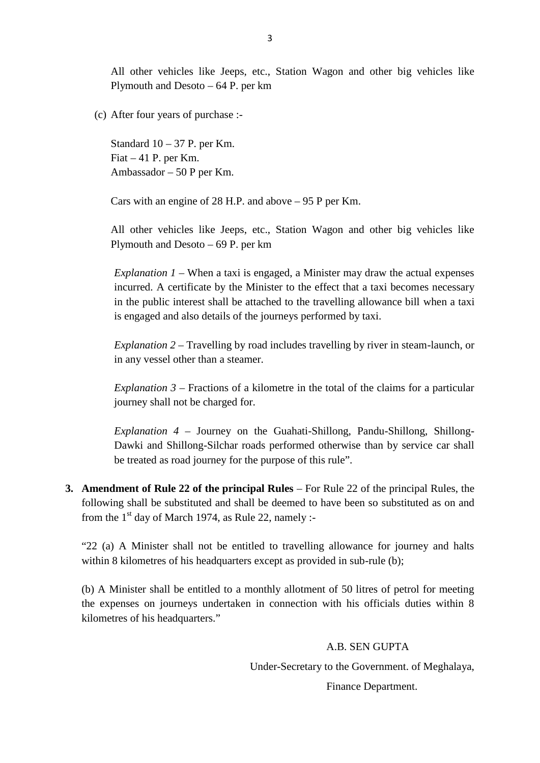All other vehicles like Jeeps, etc., Station Wagon and other big vehicles like Plymouth and Desoto – 64 P. per km

(c) After four years of purchase :-

Standard 10 – 37 P. per Km.
Fiat – 41 P. per Km.
Ambassador – 50 P per Km.

Cars with an engine of 28 H.P. and above – 95 P per Km.

All other vehicles like Jeeps, etc., Station Wagon and other big vehicles like Plymouth and Desoto – 69 P. per km

*Explanation 1* – When a taxi is engaged, a Minister may draw the actual expenses incurred. A certificate by the Minister to the effect that a taxi becomes necessary in the public interest shall be attached to the travelling allowance bill when a taxi is engaged and also details of the journeys performed by taxi.

*Explanation 2* – Travelling by road includes travelling by river in steam-launch, or in any vessel other than a steamer.

*Explanation 3* – Fractions of a kilometre in the total of the claims for a particular journey shall not be charged for.

*Explanation 4* – Journey on the Guahati-Shillong, Pandu-Shillong, Shillong-Dawki and Shillong-Silchar roads performed otherwise than by service car shall be treated as road journey for the purpose of this rule".

**3. Amendment of Rule 22 of the principal Rules** – For Rule 22 of the principal Rules, the following shall be substituted and shall be deemed to have been so substituted as on and from the 1st day of March 1974, as Rule 22, namely :-

"22 (a) A Minister shall not be entitled to travelling allowance for journey and halts within 8 kilometres of his headquarters except as provided in sub-rule (b);

(b) A Minister shall be entitled to a monthly allotment of 50 litres of petrol for meeting the expenses on journeys undertaken in connection with his officials duties within 8 kilometres of his headquarters."

A.B. SEN GUPTA

Under-Secretary to the Government. of Meghalaya,

Finance Department.